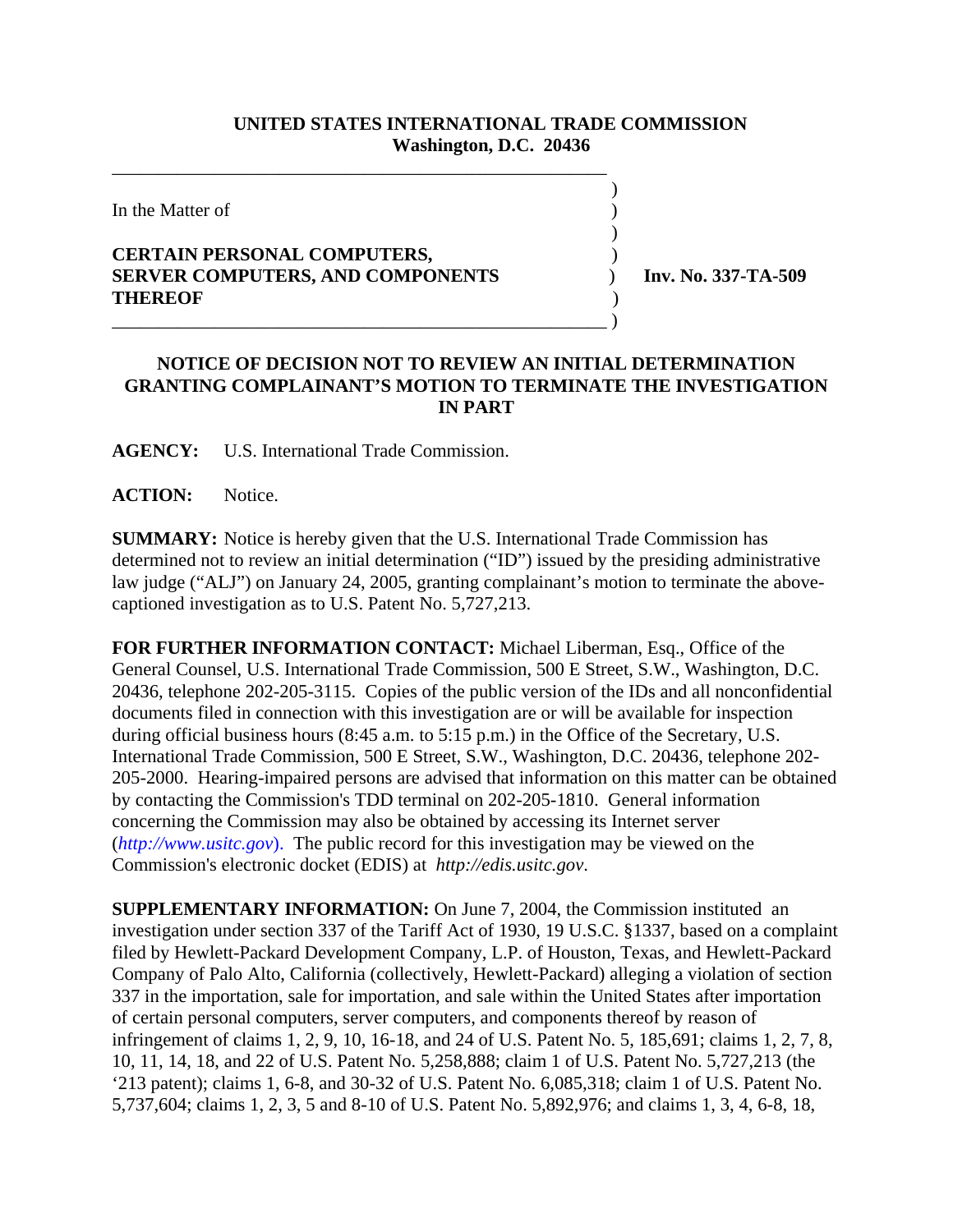**UNITED STATES INTERNATIONAL TRADE COMMISSION**
**Washington, D.C. 20436**

In the Matter of

**CERTAIN PERSONAL COMPUTERS, SERVER COMPUTERS, AND COMPONENTS THEREOF**

**Inv. No. 337-TA-509**

**NOTICE OF DECISION NOT TO REVIEW AN INITIAL DETERMINATION GRANTING COMPLAINANT'S MOTION TO TERMINATE THE INVESTIGATION IN PART**

**AGENCY:** U.S. International Trade Commission.

**ACTION:** Notice.

**SUMMARY:** Notice is hereby given that the U.S. International Trade Commission has determined not to review an initial determination ("ID") issued by the presiding administrative law judge ("ALJ") on January 24, 2005, granting complainant's motion to terminate the above-captioned investigation as to U.S. Patent No. 5,727,213.

**FOR FURTHER INFORMATION CONTACT:** Michael Liberman, Esq., Office of the General Counsel, U.S. International Trade Commission, 500 E Street, S.W., Washington, D.C. 20436, telephone 202-205-3115. Copies of the public version of the IDs and all nonconfidential documents filed in connection with this investigation are or will be available for inspection during official business hours (8:45 a.m. to 5:15 p.m.) in the Office of the Secretary, U.S. International Trade Commission, 500 E Street, S.W., Washington, D.C. 20436, telephone 202-205-2000. Hearing-impaired persons are advised that information on this matter can be obtained by contacting the Commission's TDD terminal on 202-205-1810. General information concerning the Commission may also be obtained by accessing its Internet server (*http://www.usitc.gov*). The public record for this investigation may be viewed on the Commission's electronic docket (EDIS) at *http://edis.usitc.gov*.

**SUPPLEMENTARY INFORMATION:** On June 7, 2004, the Commission instituted an investigation under section 337 of the Tariff Act of 1930, 19 U.S.C. §1337, based on a complaint filed by Hewlett-Packard Development Company, L.P. of Houston, Texas, and Hewlett-Packard Company of Palo Alto, California (collectively, Hewlett-Packard) alleging a violation of section 337 in the importation, sale for importation, and sale within the United States after importation of certain personal computers, server computers, and components thereof by reason of infringement of claims 1, 2, 9, 10, 16-18, and 24 of U.S. Patent No. 5, 185,691; claims 1, 2, 7, 8, 10, 11, 14, 18, and 22 of U.S. Patent No. 5,258,888; claim 1 of U.S. Patent No. 5,727,213 (the '213 patent); claims 1, 6-8, and 30-32 of U.S. Patent No. 6,085,318; claim 1 of U.S. Patent No. 5,737,604; claims 1, 2, 3, 5 and 8-10 of U.S. Patent No. 5,892,976; and claims 1, 3, 4, 6-8, 18,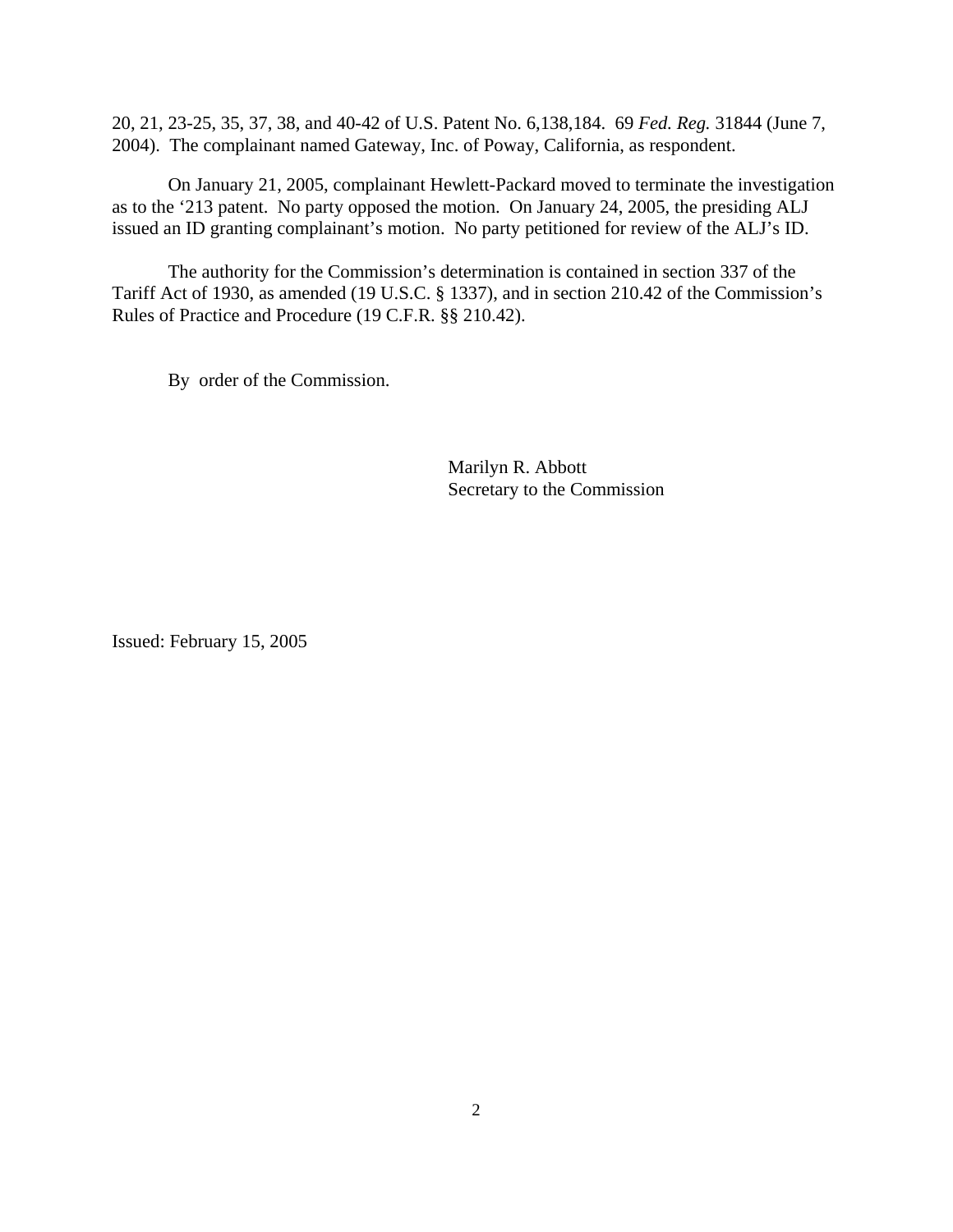20, 21, 23-25, 35, 37, 38, and 40-42 of U.S. Patent No. 6,138,184. 69 *Fed. Reg.* 31844 (June 7, 2004). The complainant named Gateway, Inc. of Poway, California, as respondent.

On January 21, 2005, complainant Hewlett-Packard moved to terminate the investigation as to the '213 patent. No party opposed the motion. On January 24, 2005, the presiding ALJ issued an ID granting complainant's motion. No party petitioned for review of the ALJ's ID.

The authority for the Commission's determination is contained in section 337 of the Tariff Act of 1930, as amended (19 U.S.C. § 1337), and in section 210.42 of the Commission's Rules of Practice and Procedure (19 C.F.R. §§ 210.42).

By order of the Commission.

Marilyn R. Abbott
Secretary to the Commission

Issued: February 15, 2005